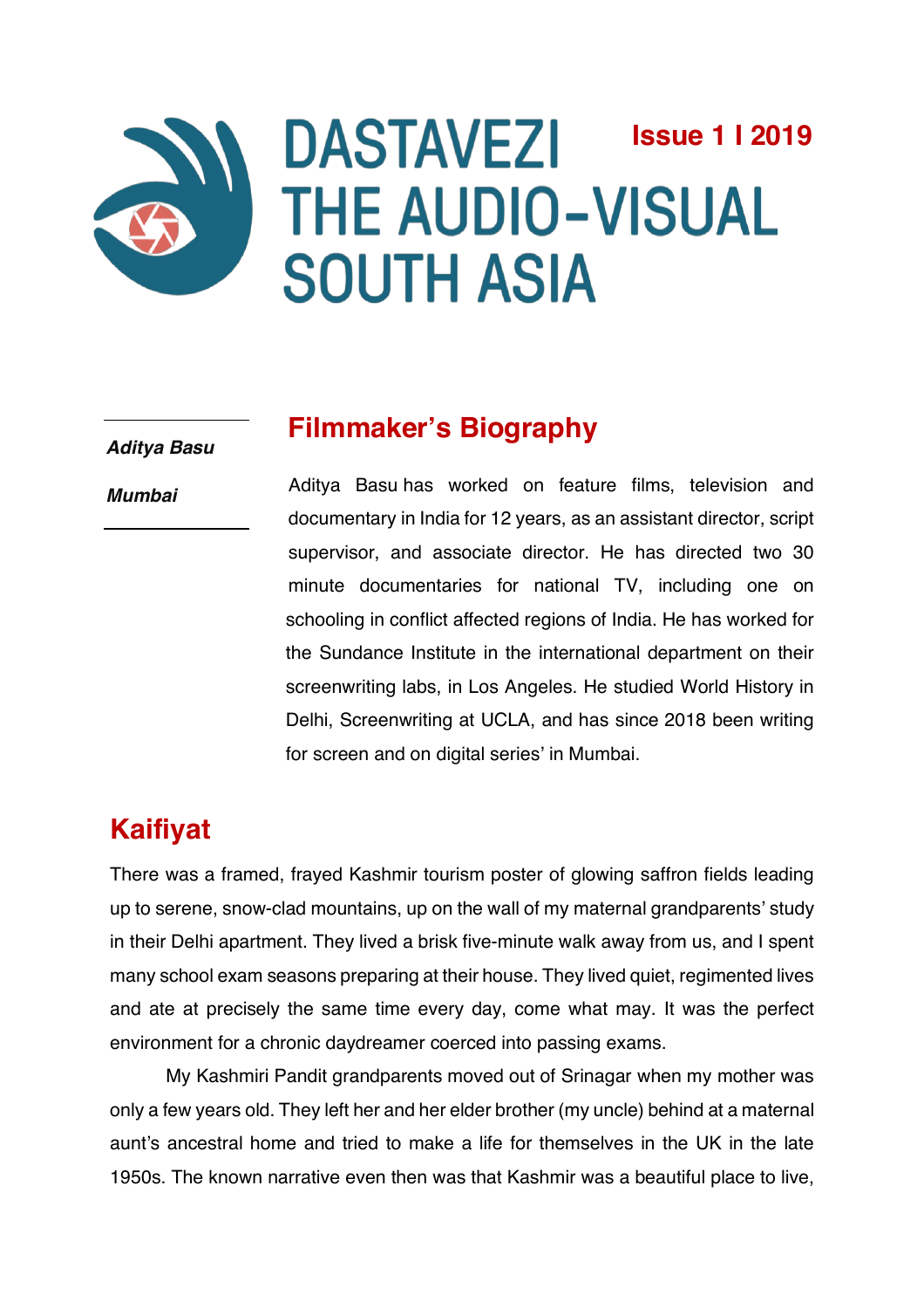# DASTAVEZI THE AUDIO-VISUAL SOUTH ASIA

**Issue 1 I 2019**

***Aditya Basu***

***Mumbai***

## Filmmaker's Biography

Aditya Basu has worked on feature films, television and documentary in India for 12 years, as an assistant director, script supervisor, and associate director. He has directed two 30 minute documentaries for national TV, including one on schooling in conflict affected regions of India. He has worked for the Sundance Institute in the international department on their screenwriting labs, in Los Angeles. He studied World History in Delhi, Screenwriting at UCLA, and has since 2018 been writing for screen and on digital series' in Mumbai.

## Kaifiyat

There was a framed, frayed Kashmir tourism poster of glowing saffron fields leading up to serene, snow-clad mountains, up on the wall of my maternal grandparents' study in their Delhi apartment. They lived a brisk five-minute walk away from us, and I spent many school exam seasons preparing at their house. They lived quiet, regimented lives and ate at precisely the same time every day, come what may. It was the perfect environment for a chronic daydreamer coerced into passing exams.

My Kashmiri Pandit grandparents moved out of Srinagar when my mother was only a few years old. They left her and her elder brother (my uncle) behind at a maternal aunt's ancestral home and tried to make a life for themselves in the UK in the late 1950s. The known narrative even then was that Kashmir was a beautiful place to live,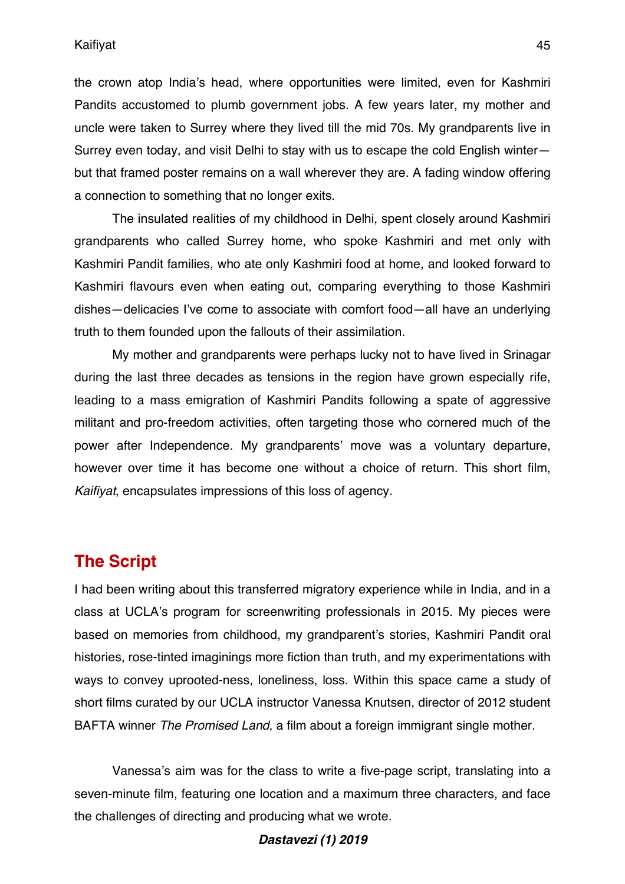the crown atop India's head, where opportunities were limited, even for Kashmiri Pandits accustomed to plumb government jobs. A few years later, my mother and uncle were taken to Surrey where they lived till the mid 70s. My grandparents live in Surrey even today, and visit Delhi to stay with us to escape the cold English winter—but that framed poster remains on a wall wherever they are. A fading window offering a connection to something that no longer exits.

The insulated realities of my childhood in Delhi, spent closely around Kashmiri grandparents who called Surrey home, who spoke Kashmiri and met only with Kashmiri Pandit families, who ate only Kashmiri food at home, and looked forward to Kashmiri flavours even when eating out, comparing everything to those Kashmiri dishes—delicacies I've come to associate with comfort food—all have an underlying truth to them founded upon the fallouts of their assimilation.

My mother and grandparents were perhaps lucky not to have lived in Srinagar during the last three decades as tensions in the region have grown especially rife, leading to a mass emigration of Kashmiri Pandits following a spate of aggressive militant and pro-freedom activities, often targeting those who cornered much of the power after Independence. My grandparents' move was a voluntary departure, however over time it has become one without a choice of return. This short film, *Kaifiyat*, encapsulates impressions of this loss of agency.

## The Script

I had been writing about this transferred migratory experience while in India, and in a class at UCLA's program for screenwriting professionals in 2015. My pieces were based on memories from childhood, my grandparent's stories, Kashmiri Pandit oral histories, rose-tinted imaginings more fiction than truth, and my experimentations with ways to convey uprooted-ness, loneliness, loss. Within this space came a study of short films curated by our UCLA instructor Vanessa Knutsen, director of 2012 student BAFTA winner *The Promised Land*, a film about a foreign immigrant single mother.

Vanessa's aim was for the class to write a five-page script, translating into a seven-minute film, featuring one location and a maximum three characters, and face the challenges of directing and producing what we wrote.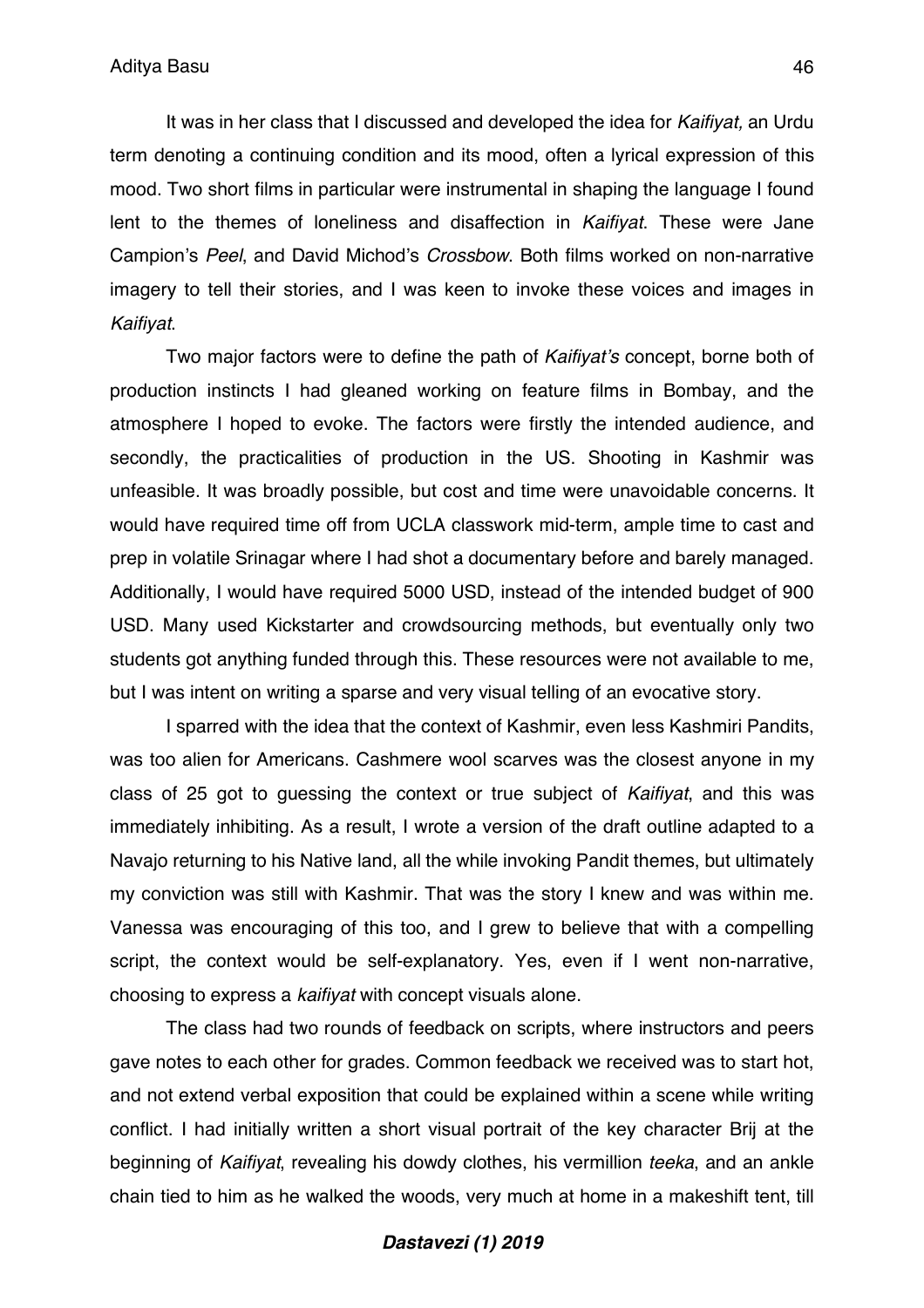It was in her class that I discussed and developed the idea for *Kaifiyat,* an Urdu term denoting a continuing condition and its mood, often a lyrical expression of this mood. Two short films in particular were instrumental in shaping the language I found lent to the themes of loneliness and disaffection in *Kaifiyat*. These were Jane Campion's *Peel*, and David Michod's *Crossbow*. Both films worked on non-narrative imagery to tell their stories, and I was keen to invoke these voices and images in *Kaifiyat*.

Two major factors were to define the path of *Kaifiyat's* concept, borne both of production instincts I had gleaned working on feature films in Bombay, and the atmosphere I hoped to evoke. The factors were firstly the intended audience, and secondly, the practicalities of production in the US. Shooting in Kashmir was unfeasible. It was broadly possible, but cost and time were unavoidable concerns. It would have required time off from UCLA classwork mid-term, ample time to cast and prep in volatile Srinagar where I had shot a documentary before and barely managed. Additionally, I would have required 5000 USD, instead of the intended budget of 900 USD. Many used Kickstarter and crowdsourcing methods, but eventually only two students got anything funded through this. These resources were not available to me, but I was intent on writing a sparse and very visual telling of an evocative story.

I sparred with the idea that the context of Kashmir, even less Kashmiri Pandits, was too alien for Americans. Cashmere wool scarves was the closest anyone in my class of 25 got to guessing the context or true subject of *Kaifiyat*, and this was immediately inhibiting. As a result, I wrote a version of the draft outline adapted to a Navajo returning to his Native land, all the while invoking Pandit themes, but ultimately my conviction was still with Kashmir. That was the story I knew and was within me. Vanessa was encouraging of this too, and I grew to believe that with a compelling script, the context would be self-explanatory. Yes, even if I went non-narrative, choosing to express a *kaifiyat* with concept visuals alone.

The class had two rounds of feedback on scripts, where instructors and peers gave notes to each other for grades. Common feedback we received was to start hot, and not extend verbal exposition that could be explained within a scene while writing conflict. I had initially written a short visual portrait of the key character Brij at the beginning of *Kaifiyat*, revealing his dowdy clothes, his vermillion *teeka*, and an ankle chain tied to him as he walked the woods, very much at home in a makeshift tent, till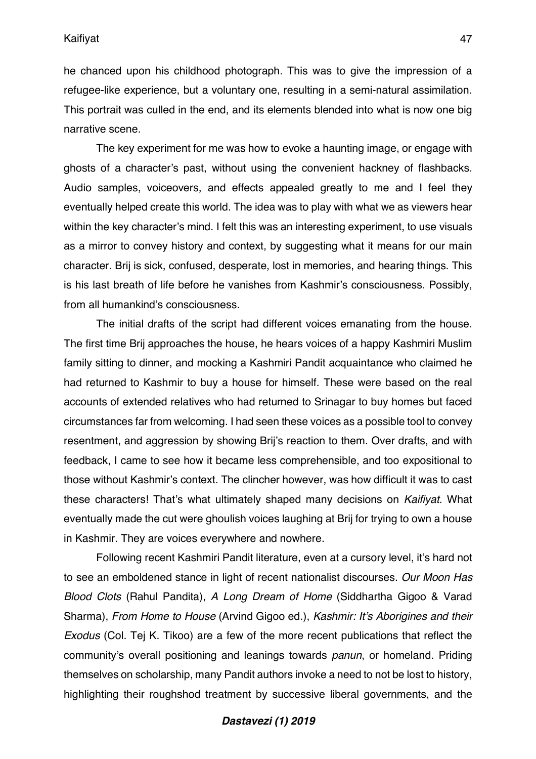he chanced upon his childhood photograph. This was to give the impression of a refugee-like experience, but a voluntary one, resulting in a semi-natural assimilation. This portrait was culled in the end, and its elements blended into what is now one big narrative scene.

The key experiment for me was how to evoke a haunting image, or engage with ghosts of a character's past, without using the convenient hackney of flashbacks. Audio samples, voiceovers, and effects appealed greatly to me and I feel they eventually helped create this world. The idea was to play with what we as viewers hear within the key character's mind. I felt this was an interesting experiment, to use visuals as a mirror to convey history and context, by suggesting what it means for our main character. Brij is sick, confused, desperate, lost in memories, and hearing things. This is his last breath of life before he vanishes from Kashmir's consciousness. Possibly, from all humankind's consciousness.

The initial drafts of the script had different voices emanating from the house. The first time Brij approaches the house, he hears voices of a happy Kashmiri Muslim family sitting to dinner, and mocking a Kashmiri Pandit acquaintance who claimed he had returned to Kashmir to buy a house for himself. These were based on the real accounts of extended relatives who had returned to Srinagar to buy homes but faced circumstances far from welcoming. I had seen these voices as a possible tool to convey resentment, and aggression by showing Brij's reaction to them. Over drafts, and with feedback, I came to see how it became less comprehensible, and too expositional to those without Kashmir's context. The clincher however, was how difficult it was to cast these characters! That's what ultimately shaped many decisions on *Kaifiyat*. What eventually made the cut were ghoulish voices laughing at Brij for trying to own a house in Kashmir. They are voices everywhere and nowhere.

Following recent Kashmiri Pandit literature, even at a cursory level, it's hard not to see an emboldened stance in light of recent nationalist discourses. *Our Moon Has Blood Clots* (Rahul Pandita), *A Long Dream of Home* (Siddhartha Gigoo & Varad Sharma), *From Home to House* (Arvind Gigoo ed.), *Kashmir: It's Aborigines and their Exodus* (Col. Tej K. Tikoo) are a few of the more recent publications that reflect the community's overall positioning and leanings towards *panun*, or homeland. Priding themselves on scholarship, many Pandit authors invoke a need to not be lost to history, highlighting their roughshod treatment by successive liberal governments, and the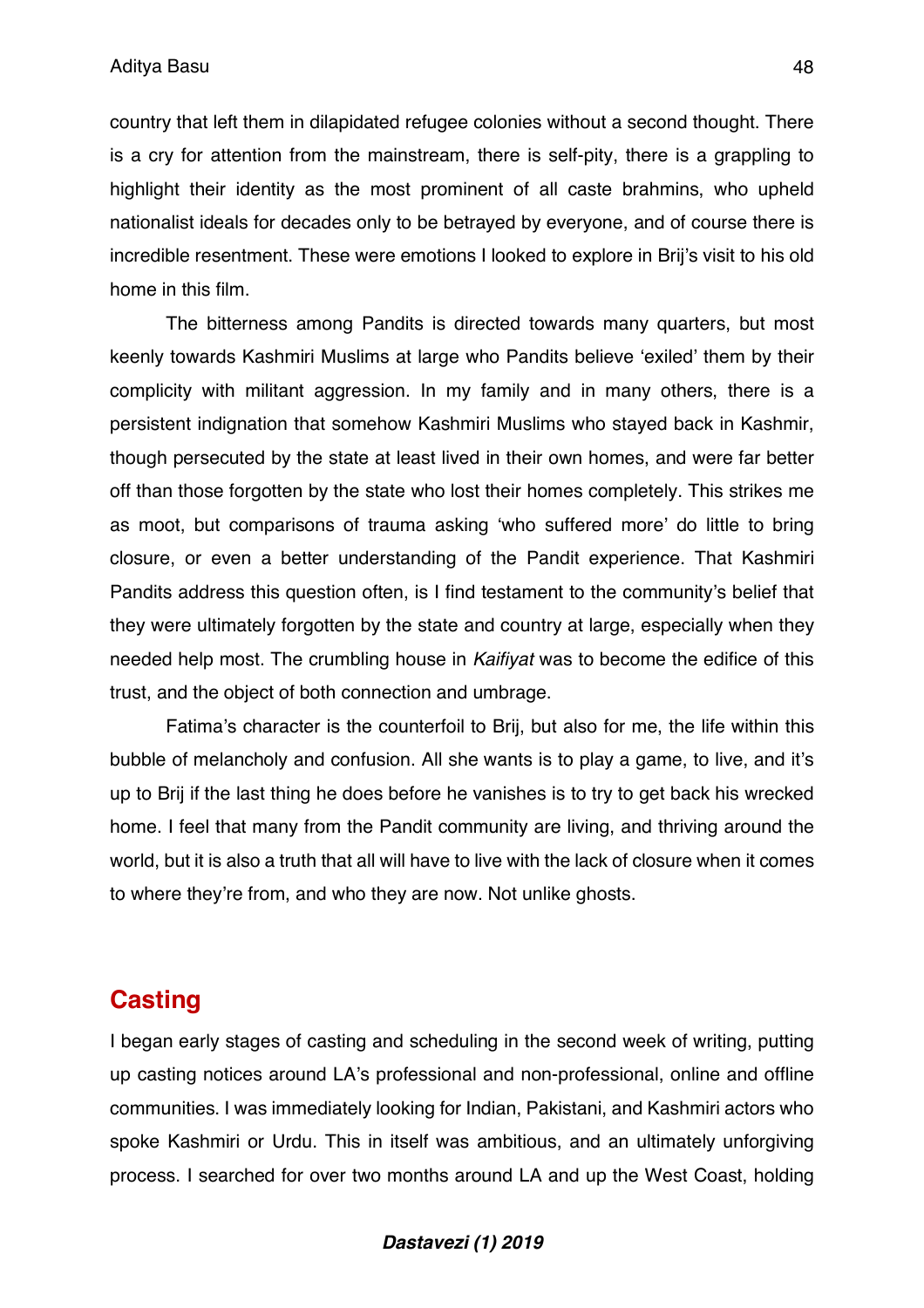country that left them in dilapidated refugee colonies without a second thought. There is a cry for attention from the mainstream, there is self-pity, there is a grappling to highlight their identity as the most prominent of all caste brahmins, who upheld nationalist ideals for decades only to be betrayed by everyone, and of course there is incredible resentment. These were emotions I looked to explore in Brij's visit to his old home in this film.

The bitterness among Pandits is directed towards many quarters, but most keenly towards Kashmiri Muslims at large who Pandits believe 'exiled' them by their complicity with militant aggression. In my family and in many others, there is a persistent indignation that somehow Kashmiri Muslims who stayed back in Kashmir, though persecuted by the state at least lived in their own homes, and were far better off than those forgotten by the state who lost their homes completely. This strikes me as moot, but comparisons of trauma asking 'who suffered more' do little to bring closure, or even a better understanding of the Pandit experience. That Kashmiri Pandits address this question often, is I find testament to the community's belief that they were ultimately forgotten by the state and country at large, especially when they needed help most. The crumbling house in *Kaifiyat* was to become the edifice of this trust, and the object of both connection and umbrage.

Fatima's character is the counterfoil to Brij, but also for me, the life within this bubble of melancholy and confusion. All she wants is to play a game, to live, and it's up to Brij if the last thing he does before he vanishes is to try to get back his wrecked home. I feel that many from the Pandit community are living, and thriving around the world, but it is also a truth that all will have to live with the lack of closure when it comes to where they're from, and who they are now. Not unlike ghosts.

## Casting

I began early stages of casting and scheduling in the second week of writing, putting up casting notices around LA's professional and non-professional, online and offline communities. I was immediately looking for Indian, Pakistani, and Kashmiri actors who spoke Kashmiri or Urdu. This in itself was ambitious, and an ultimately unforgiving process. I searched for over two months around LA and up the West Coast, holding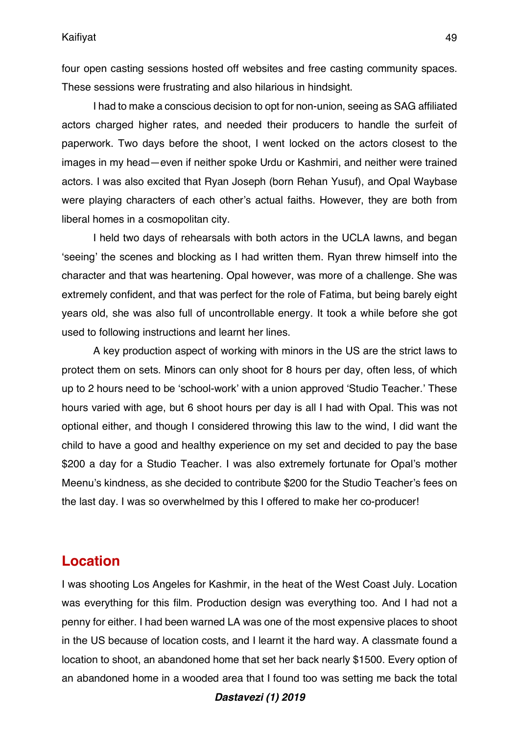four open casting sessions hosted off websites and free casting community spaces. These sessions were frustrating and also hilarious in hindsight.

I had to make a conscious decision to opt for non-union, seeing as SAG affiliated actors charged higher rates, and needed their producers to handle the surfeit of paperwork. Two days before the shoot, I went locked on the actors closest to the images in my head—even if neither spoke Urdu or Kashmiri, and neither were trained actors. I was also excited that Ryan Joseph (born Rehan Yusuf), and Opal Waybase were playing characters of each other's actual faiths. However, they are both from liberal homes in a cosmopolitan city.

I held two days of rehearsals with both actors in the UCLA lawns, and began 'seeing' the scenes and blocking as I had written them. Ryan threw himself into the character and that was heartening. Opal however, was more of a challenge. She was extremely confident, and that was perfect for the role of Fatima, but being barely eight years old, she was also full of uncontrollable energy. It took a while before she got used to following instructions and learnt her lines.

A key production aspect of working with minors in the US are the strict laws to protect them on sets. Minors can only shoot for 8 hours per day, often less, of which up to 2 hours need to be 'school-work' with a union approved 'Studio Teacher.' These hours varied with age, but 6 shoot hours per day is all I had with Opal. This was not optional either, and though I considered throwing this law to the wind, I did want the child to have a good and healthy experience on my set and decided to pay the base $200 a day for a Studio Teacher. I was also extremely fortunate for Opal's mother Meenu's kindness, as she decided to contribute $200 for the Studio Teacher's fees on the last day. I was so overwhelmed by this I offered to make her co-producer!

## Location

I was shooting Los Angeles for Kashmir, in the heat of the West Coast July. Location was everything for this film. Production design was everything too. And I had not a penny for either. I had been warned LA was one of the most expensive places to shoot in the US because of location costs, and I learnt it the hard way. A classmate found a location to shoot, an abandoned home that set her back nearly $1500. Every option of an abandoned home in a wooded area that I found too was setting me back the total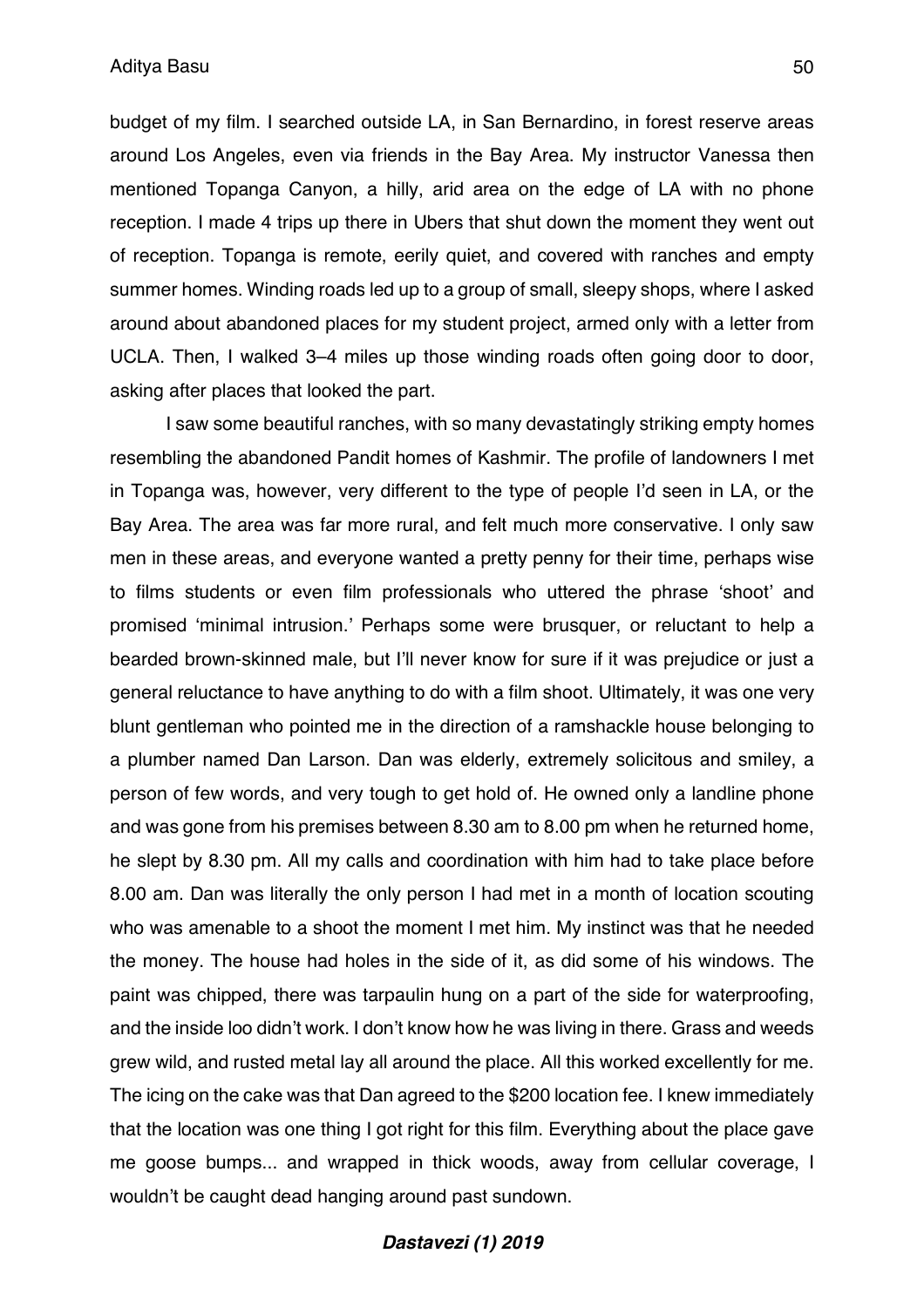budget of my film. I searched outside LA, in San Bernardino, in forest reserve areas around Los Angeles, even via friends in the Bay Area. My instructor Vanessa then mentioned Topanga Canyon, a hilly, arid area on the edge of LA with no phone reception. I made 4 trips up there in Ubers that shut down the moment they went out of reception. Topanga is remote, eerily quiet, and covered with ranches and empty summer homes. Winding roads led up to a group of small, sleepy shops, where I asked around about abandoned places for my student project, armed only with a letter from UCLA. Then, I walked 3–4 miles up those winding roads often going door to door, asking after places that looked the part.

I saw some beautiful ranches, with so many devastatingly striking empty homes resembling the abandoned Pandit homes of Kashmir. The profile of landowners I met in Topanga was, however, very different to the type of people I'd seen in LA, or the Bay Area. The area was far more rural, and felt much more conservative. I only saw men in these areas, and everyone wanted a pretty penny for their time, perhaps wise to films students or even film professionals who uttered the phrase 'shoot' and promised 'minimal intrusion.' Perhaps some were brusquer, or reluctant to help a bearded brown-skinned male, but I'll never know for sure if it was prejudice or just a general reluctance to have anything to do with a film shoot. Ultimately, it was one very blunt gentleman who pointed me in the direction of a ramshackle house belonging to a plumber named Dan Larson. Dan was elderly, extremely solicitous and smiley, a person of few words, and very tough to get hold of. He owned only a landline phone and was gone from his premises between 8.30 am to 8.00 pm when he returned home, he slept by 8.30 pm. All my calls and coordination with him had to take place before 8.00 am. Dan was literally the only person I had met in a month of location scouting who was amenable to a shoot the moment I met him. My instinct was that he needed the money. The house had holes in the side of it, as did some of his windows. The paint was chipped, there was tarpaulin hung on a part of the side for waterproofing, and the inside loo didn't work. I don't know how he was living in there. Grass and weeds grew wild, and rusted metal lay all around the place. All this worked excellently for me. The icing on the cake was that Dan agreed to the $200 location fee. I knew immediately that the location was one thing I got right for this film. Everything about the place gave me goose bumps... and wrapped in thick woods, away from cellular coverage, I wouldn't be caught dead hanging around past sundown.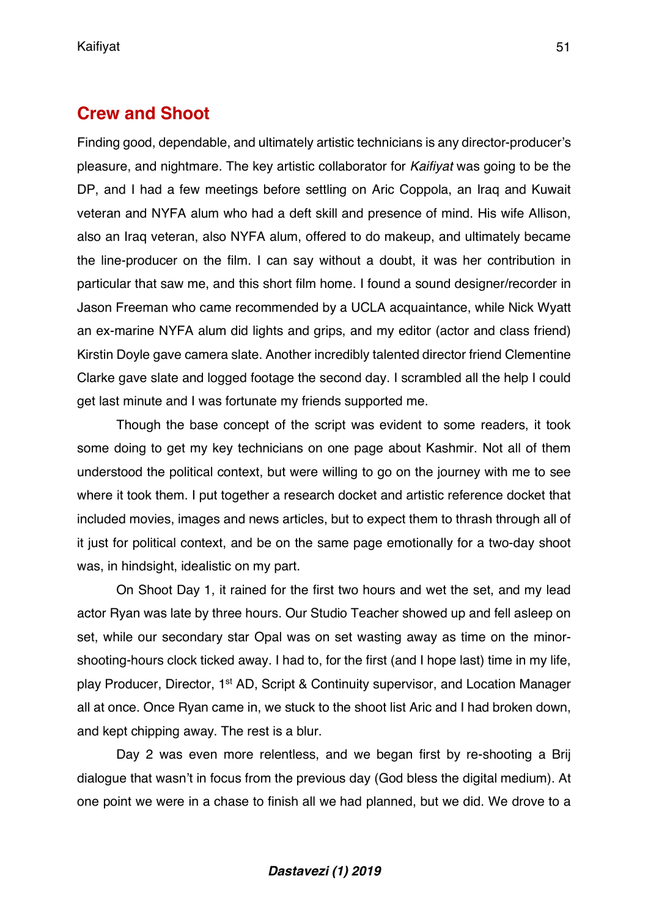## Crew and Shoot

Finding good, dependable, and ultimately artistic technicians is any director-producer's pleasure, and nightmare. The key artistic collaborator for *Kaifiyat* was going to be the DP, and I had a few meetings before settling on Aric Coppola, an Iraq and Kuwait veteran and NYFA alum who had a deft skill and presence of mind. His wife Allison, also an Iraq veteran, also NYFA alum, offered to do makeup, and ultimately became the line-producer on the film. I can say without a doubt, it was her contribution in particular that saw me, and this short film home. I found a sound designer/recorder in Jason Freeman who came recommended by a UCLA acquaintance, while Nick Wyatt an ex-marine NYFA alum did lights and grips, and my editor (actor and class friend) Kirstin Doyle gave camera slate. Another incredibly talented director friend Clementine Clarke gave slate and logged footage the second day. I scrambled all the help I could get last minute and I was fortunate my friends supported me.

Though the base concept of the script was evident to some readers, it took some doing to get my key technicians on one page about Kashmir. Not all of them understood the political context, but were willing to go on the journey with me to see where it took them. I put together a research docket and artistic reference docket that included movies, images and news articles, but to expect them to thrash through all of it just for political context, and be on the same page emotionally for a two-day shoot was, in hindsight, idealistic on my part.

On Shoot Day 1, it rained for the first two hours and wet the set, and my lead actor Ryan was late by three hours. Our Studio Teacher showed up and fell asleep on set, while our secondary star Opal was on set wasting away as time on the minor-shooting-hours clock ticked away. I had to, for the first (and I hope last) time in my life, play Producer, Director, 1st AD, Script & Continuity supervisor, and Location Manager all at once. Once Ryan came in, we stuck to the shoot list Aric and I had broken down, and kept chipping away. The rest is a blur.

Day 2 was even more relentless, and we began first by re-shooting a Brij dialogue that wasn't in focus from the previous day (God bless the digital medium). At one point we were in a chase to finish all we had planned, but we did. We drove to a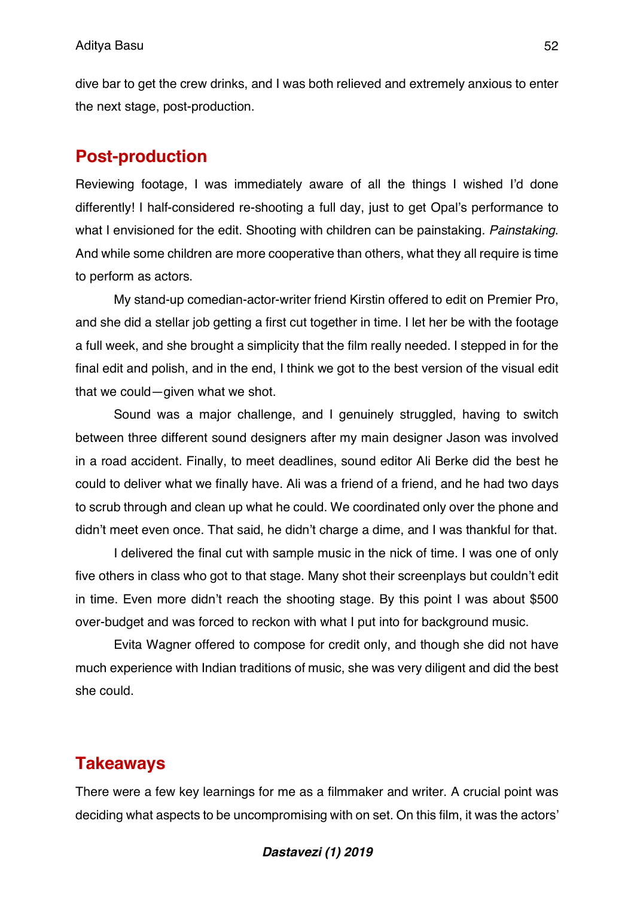dive bar to get the crew drinks, and I was both relieved and extremely anxious to enter the next stage, post-production.

## Post-production

Reviewing footage, I was immediately aware of all the things I wished I'd done differently! I half-considered re-shooting a full day, just to get Opal's performance to what I envisioned for the edit. Shooting with children can be painstaking. *Painstaking*. And while some children are more cooperative than others, what they all require is time to perform as actors.

My stand-up comedian-actor-writer friend Kirstin offered to edit on Premier Pro, and she did a stellar job getting a first cut together in time. I let her be with the footage a full week, and she brought a simplicity that the film really needed. I stepped in for the final edit and polish, and in the end, I think we got to the best version of the visual edit that we could—given what we shot.

Sound was a major challenge, and I genuinely struggled, having to switch between three different sound designers after my main designer Jason was involved in a road accident. Finally, to meet deadlines, sound editor Ali Berke did the best he could to deliver what we finally have. Ali was a friend of a friend, and he had two days to scrub through and clean up what he could. We coordinated only over the phone and didn't meet even once. That said, he didn't charge a dime, and I was thankful for that.

I delivered the final cut with sample music in the nick of time. I was one of only five others in class who got to that stage. Many shot their screenplays but couldn't edit in time. Even more didn't reach the shooting stage. By this point I was about $500 over-budget and was forced to reckon with what I put into for background music.

Evita Wagner offered to compose for credit only, and though she did not have much experience with Indian traditions of music, she was very diligent and did the best she could.

## Takeaways

There were a few key learnings for me as a filmmaker and writer. A crucial point was deciding what aspects to be uncompromising with on set. On this film, it was the actors'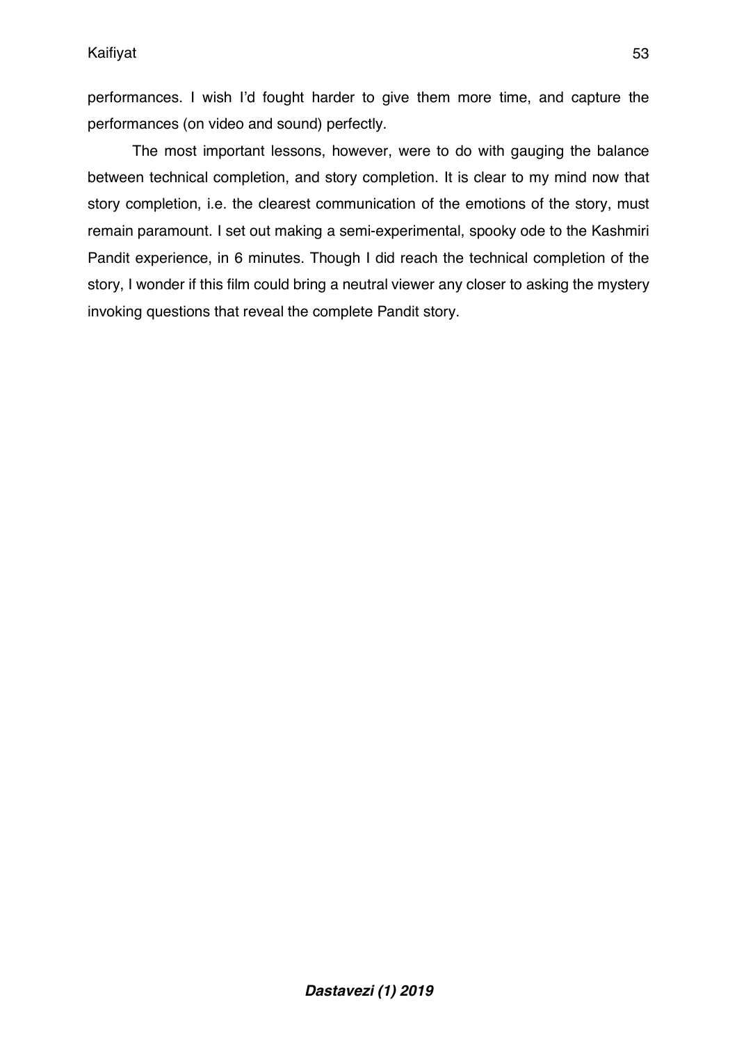performances. I wish I'd fought harder to give them more time, and capture the performances (on video and sound) perfectly.

The most important lessons, however, were to do with gauging the balance between technical completion, and story completion. It is clear to my mind now that story completion, i.e. the clearest communication of the emotions of the story, must remain paramount. I set out making a semi-experimental, spooky ode to the Kashmiri Pandit experience, in 6 minutes. Though I did reach the technical completion of the story, I wonder if this film could bring a neutral viewer any closer to asking the mystery invoking questions that reveal the complete Pandit story.